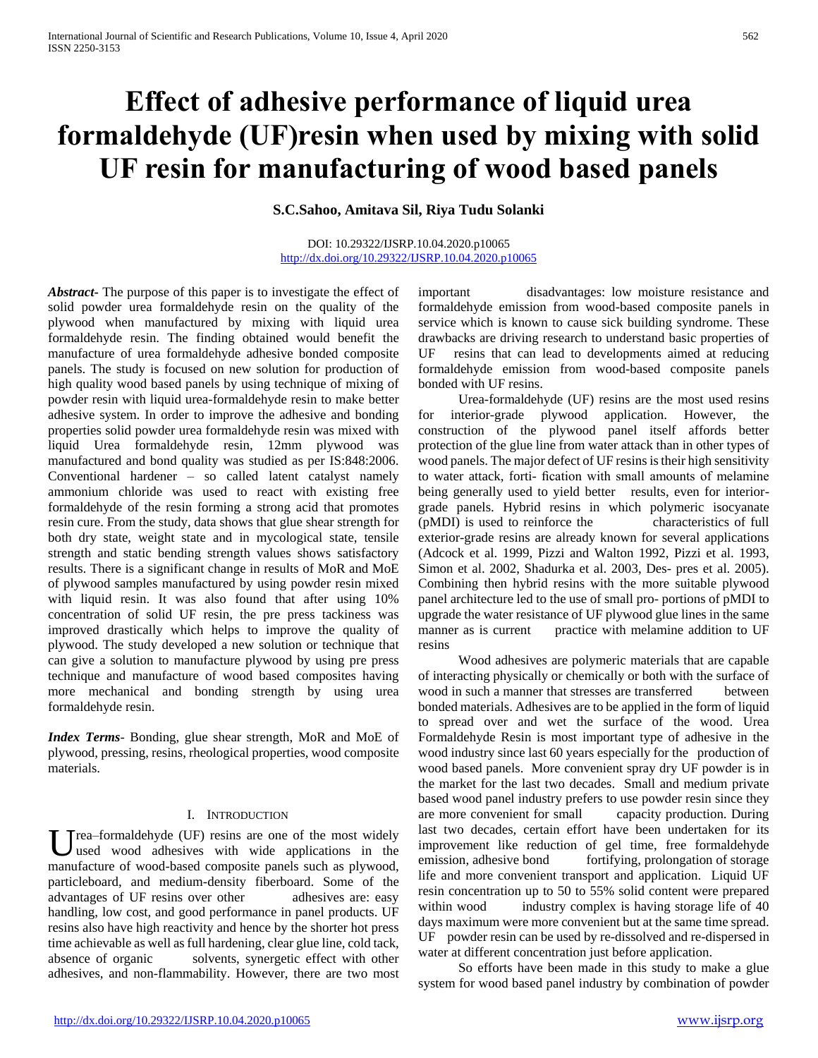# Effect of adhesive performance of liquid urea formaldehyde (UF)resin when used by mixing with solid UF resin for manufacturing of wood based panels

**S.C.Sahoo, Amitava Sil, Riya Tudu Solanki**

DOI: 10.29322/IJSRP.10.04.2020.p10065
http://dx.doi.org/10.29322/IJSRP.10.04.2020.p10065

***Abstract***- The purpose of this paper is to investigate the effect of solid powder urea formaldehyde resin on the quality of the plywood when manufactured by mixing with liquid urea formaldehyde resin. The finding obtained would benefit the manufacture of urea formaldehyde adhesive bonded composite panels. The study is focused on new solution for production of high quality wood based panels by using technique of mixing of powder resin with liquid urea-formaldehyde resin to make better adhesive system. In order to improve the adhesive and bonding properties solid powder urea formaldehyde resin was mixed with liquid Urea formaldehyde resin, 12mm plywood was manufactured and bond quality was studied as per IS:848:2006. Conventional hardener – so called latent catalyst namely ammonium chloride was used to react with existing free formaldehyde of the resin forming a strong acid that promotes resin cure. From the study, data shows that glue shear strength for both dry state, weight state and in mycological state, tensile strength and static bending strength values shows satisfactory results. There is a significant change in results of MoR and MoE of plywood samples manufactured by using powder resin mixed with liquid resin. It was also found that after using 10% concentration of solid UF resin, the pre press tackiness was improved drastically which helps to improve the quality of plywood. The study developed a new solution or technique that can give a solution to manufacture plywood by using pre press technique and manufacture of wood based composites having more mechanical and bonding strength by using urea formaldehyde resin.

***Index Terms***- Bonding, glue shear strength, MoR and MoE of plywood, pressing, resins, rheological properties, wood composite materials.

## I. Introduction

Urea–formaldehyde (UF) resins are one of the most widely used wood adhesives with wide applications in the manufacture of wood-based composite panels such as plywood, particleboard, and medium-density fiberboard. Some of the advantages of UF resins over other adhesives are: easy handling, low cost, and good performance in panel products. UF resins also have high reactivity and hence by the shorter hot press time achievable as well as full hardening, clear glue line, cold tack, absence of organic solvents, synergetic effect with other adhesives, and non-flammability. However, there are two most important disadvantages: low moisture resistance and formaldehyde emission from wood-based composite panels in service which is known to cause sick building syndrome. These drawbacks are driving research to understand basic properties of UF resins that can lead to developments aimed at reducing formaldehyde emission from wood-based composite panels bonded with UF resins.

Urea-formaldehyde (UF) resins are the most used resins for interior-grade plywood application. However, the construction of the plywood panel itself affords better protection of the glue line from water attack than in other types of wood panels. The major defect of UF resins is their high sensitivity to water attack, forti- fication with small amounts of melamine being generally used to yield better results, even for interior-grade panels. Hybrid resins in which polymeric isocyanate (pMDI) is used to reinforce the characteristics of full exterior-grade resins are already known for several applications (Adcock et al. 1999, Pizzi and Walton 1992, Pizzi et al. 1993, Simon et al. 2002, Shadurka et al. 2003, Des- pres et al. 2005). Combining then hybrid resins with the more suitable plywood panel architecture led to the use of small pro- portions of pMDI to upgrade the water resistance of UF plywood glue lines in the same manner as is current practice with melamine addition to UF resins

Wood adhesives are polymeric materials that are capable of interacting physically or chemically or both with the surface of wood in such a manner that stresses are transferred between bonded materials. Adhesives are to be applied in the form of liquid to spread over and wet the surface of the wood. Urea Formaldehyde Resin is most important type of adhesive in the wood industry since last 60 years especially for the production of wood based panels. More convenient spray dry UF powder is in the market for the last two decades. Small and medium private based wood panel industry prefers to use powder resin since they are more convenient for small capacity production. During last two decades, certain effort have been undertaken for its improvement like reduction of gel time, free formaldehyde emission, adhesive bond fortifying, prolongation of storage life and more convenient transport and application. Liquid UF resin concentration up to 50 to 55% solid content were prepared within wood industry complex is having storage life of 40 days maximum were more convenient but at the same time spread. UF powder resin can be used by re-dissolved and re-dispersed in water at different concentration just before application.

So efforts have been made in this study to make a glue system for wood based panel industry by combination of powder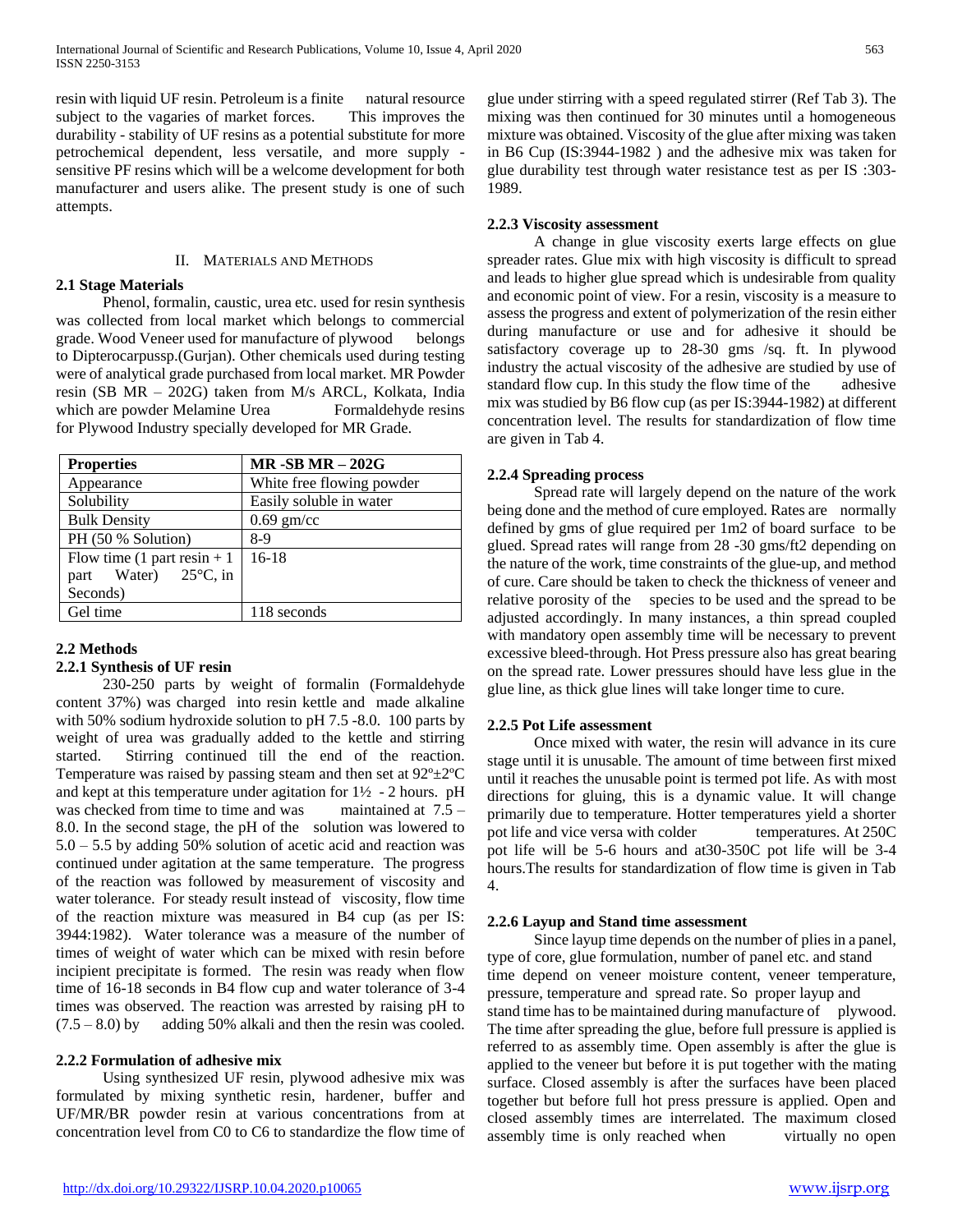resin with liquid UF resin. Petroleum is a finite natural resource subject to the vagaries of market forces. This improves the durability - stability of UF resins as a potential substitute for more petrochemical dependent, less versatile, and more supply - sensitive PF resins which will be a welcome development for both manufacturer and users alike. The present study is one of such attempts.

## II. Materials and Methods

### 2.1 Stage Materials

Phenol, formalin, caustic, urea etc. used for resin synthesis was collected from local market which belongs to commercial grade. Wood Veneer used for manufacture of plywood belongs to Dipterocarpussp.(Gurjan). Other chemicals used during testing were of analytical grade purchased from local market. MR Powder resin (SB MR – 202G) taken from M/s ARCL, Kolkata, India which are powder Melamine Urea Formaldehyde resins for Plywood Industry specially developed for MR Grade.

| Properties | MR -SB MR – 202G |
|---|---|
| Appearance | White free flowing powder |
| Solubility | Easily soluble in water |
| Bulk Density | 0.69 gm/cc |
| PH (50 % Solution) | 8-9 |
| Flow time (1 part resin + 1 part Water) 25°C, in Seconds) | 16-18 |
| Gel time | 118 seconds |

### 2.2 Methods

#### 2.2.1 Synthesis of UF resin

230-250 parts by weight of formalin (Formaldehyde content 37%) was charged into resin kettle and made alkaline with 50% sodium hydroxide solution to pH 7.5 -8.0. 100 parts by weight of urea was gradually added to the kettle and stirring started. Stirring continued till the end of the reaction. Temperature was raised by passing steam and then set at 92º±2ºC and kept at this temperature under agitation for 1½ - 2 hours. pH was checked from time to time and was maintained at 7.5 – 8.0. In the second stage, the pH of the solution was lowered to 5.0 – 5.5 by adding 50% solution of acetic acid and reaction was continued under agitation at the same temperature. The progress of the reaction was followed by measurement of viscosity and water tolerance. For steady result instead of viscosity, flow time of the reaction mixture was measured in B4 cup (as per IS: 3944:1982). Water tolerance was a measure of the number of times of weight of water which can be mixed with resin before incipient precipitate is formed. The resin was ready when flow time of 16-18 seconds in B4 flow cup and water tolerance of 3-4 times was observed. The reaction was arrested by raising pH to (7.5 – 8.0) by adding 50% alkali and then the resin was cooled.

#### 2.2.2 Formulation of adhesive mix

Using synthesized UF resin, plywood adhesive mix was formulated by mixing synthetic resin, hardener, buffer and UF/MR/BR powder resin at various concentrations from at concentration level from C0 to C6 to standardize the flow time of glue under stirring with a speed regulated stirrer (Ref Tab 3). The mixing was then continued for 30 minutes until a homogeneous mixture was obtained. Viscosity of the glue after mixing was taken in B6 Cup (IS:3944-1982 ) and the adhesive mix was taken for glue durability test through water resistance test as per IS :303-1989.

#### 2.2.3 Viscosity assessment

A change in glue viscosity exerts large effects on glue spreader rates. Glue mix with high viscosity is difficult to spread and leads to higher glue spread which is undesirable from quality and economic point of view. For a resin, viscosity is a measure to assess the progress and extent of polymerization of the resin either during manufacture or use and for adhesive it should be satisfactory coverage up to 28-30 gms /sq. ft. In plywood industry the actual viscosity of the adhesive are studied by use of standard flow cup. In this study the flow time of the adhesive mix was studied by B6 flow cup (as per IS:3944-1982) at different concentration level. The results for standardization of flow time are given in Tab 4.

#### 2.2.4 Spreading process

Spread rate will largely depend on the nature of the work being done and the method of cure employed. Rates are normally defined by gms of glue required per 1m2 of board surface to be glued. Spread rates will range from 28 -30 gms/ft2 depending on the nature of the work, time constraints of the glue-up, and method of cure. Care should be taken to check the thickness of veneer and relative porosity of the species to be used and the spread to be adjusted accordingly. In many instances, a thin spread coupled with mandatory open assembly time will be necessary to prevent excessive bleed-through. Hot Press pressure also has great bearing on the spread rate. Lower pressures should have less glue in the glue line, as thick glue lines will take longer time to cure.

#### 2.2.5 Pot Life assessment

Once mixed with water, the resin will advance in its cure stage until it is unusable. The amount of time between first mixed until it reaches the unusable point is termed pot life. As with most directions for gluing, this is a dynamic value. It will change primarily due to temperature. Hotter temperatures yield a shorter pot life and vice versa with colder temperatures. At 250C pot life will be 5-6 hours and at30-350C pot life will be 3-4 hours.The results for standardization of flow time is given in Tab 4.

#### 2.2.6 Layup and Stand time assessment

Since layup time depends on the number of plies in a panel, type of core, glue formulation, number of panel etc. and stand time depend on veneer moisture content, veneer temperature, pressure, temperature and spread rate. So proper layup and stand time has to be maintained during manufacture of plywood. The time after spreading the glue, before full pressure is applied is referred to as assembly time. Open assembly is after the glue is applied to the veneer but before it is put together with the mating surface. Closed assembly is after the surfaces have been placed together but before full hot press pressure is applied. Open and closed assembly times are interrelated. The maximum closed assembly time is only reached when virtually no open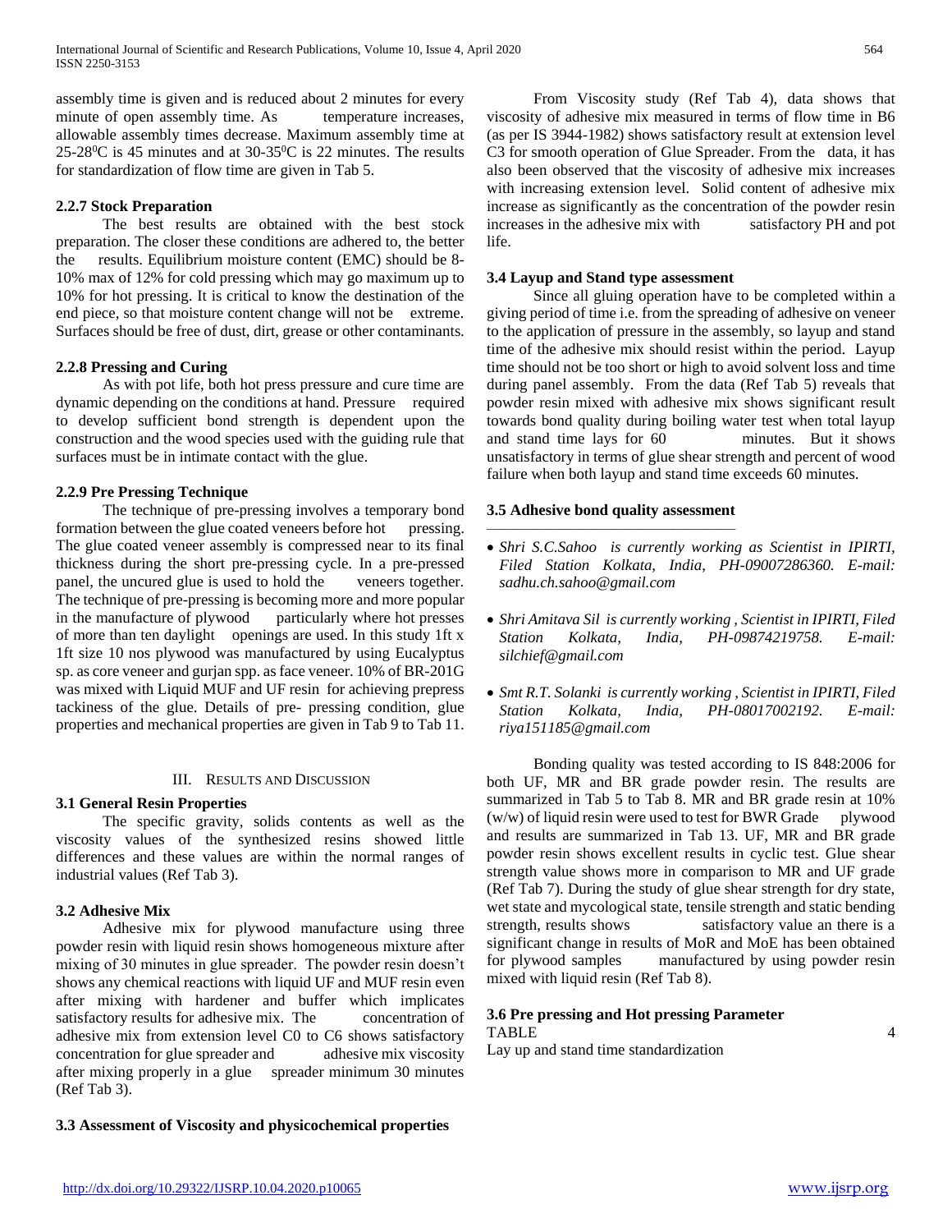assembly time is given and is reduced about 2 minutes for every minute of open assembly time. As temperature increases, allowable assembly times decrease. Maximum assembly time at 25-28$^0$C is 45 minutes and at 30-35$^0$C is 22 minutes. The results for standardization of flow time are given in Tab 5.

### 2.2.7 Stock Preparation

The best results are obtained with the best stock preparation. The closer these conditions are adhered to, the better the results. Equilibrium moisture content (EMC) should be 8-10% max of 12% for cold pressing which may go maximum up to 10% for hot pressing. It is critical to know the destination of the end piece, so that moisture content change will not be extreme. Surfaces should be free of dust, dirt, grease or other contaminants.

### 2.2.8 Pressing and Curing

As with pot life, both hot press pressure and cure time are dynamic depending on the conditions at hand. Pressure required to develop sufficient bond strength is dependent upon the construction and the wood species used with the guiding rule that surfaces must be in intimate contact with the glue.

### 2.2.9 Pre Pressing Technique

The technique of pre-pressing involves a temporary bond formation between the glue coated veneers before hot pressing. The glue coated veneer assembly is compressed near to its final thickness during the short pre-pressing cycle. In a pre-pressed panel, the uncured glue is used to hold the veneers together. The technique of pre-pressing is becoming more and more popular in the manufacture of plywood particularly where hot presses of more than ten daylight openings are used. In this study 1ft x 1ft size 10 nos plywood was manufactured by using Eucalyptus sp. as core veneer and gurjan spp. as face veneer. 10% of BR-201G was mixed with Liquid MUF and UF resin for achieving prepress tackiness of the glue. Details of pre- pressing condition, glue properties and mechanical properties are given in Tab 9 to Tab 11.

## III. Results and Discussion

### 3.1 General Resin Properties

The specific gravity, solids contents as well as the viscosity values of the synthesized resins showed little differences and these values are within the normal ranges of industrial values (Ref Tab 3).

### 3.2 Adhesive Mix

Adhesive mix for plywood manufacture using three powder resin with liquid resin shows homogeneous mixture after mixing of 30 minutes in glue spreader. The powder resin doesn't shows any chemical reactions with liquid UF and MUF resin even after mixing with hardener and buffer which implicates satisfactory results for adhesive mix. The concentration of adhesive mix from extension level C0 to C6 shows satisfactory concentration for glue spreader and adhesive mix viscosity after mixing properly in a glue spreader minimum 30 minutes (Ref Tab 3).

### 3.3 Assessment of Viscosity and physicochemical properties

From Viscosity study (Ref Tab 4), data shows that viscosity of adhesive mix measured in terms of flow time in B6 (as per IS 3944-1982) shows satisfactory result at extension level C3 for smooth operation of Glue Spreader. From the data, it has also been observed that the viscosity of adhesive mix increases with increasing extension level. Solid content of adhesive mix increase as significantly as the concentration of the powder resin increases in the adhesive mix with satisfactory PH and pot life.

### 3.4 Layup and Stand type assessment

Since all gluing operation have to be completed within a giving period of time i.e. from the spreading of adhesive on veneer to the application of pressure in the assembly, so layup and stand time of the adhesive mix should resist within the period. Layup time should not be too short or high to avoid solvent loss and time during panel assembly. From the data (Ref Tab 5) reveals that powder resin mixed with adhesive mix shows significant result towards bond quality during boiling water test when total layup and stand time lays for 60 minutes. But it shows unsatisfactory in terms of glue shear strength and percent of wood failure when both layup and stand time exceeds 60 minutes.

### 3.5 Adhesive bond quality assessment

- *Shri S.C.Sahoo is currently working as Scientist in IPIRTI, Filed Station Kolkata, India, PH-09007286360. E-mail: sadhu.ch.sahoo@gmail.com*
- *Shri Amitava Sil is currently working , Scientist in IPIRTI, Filed Station Kolkata, India, PH-09874219758. E-mail: silchief@gmail.com*
- *Smt R.T. Solanki is currently working , Scientist in IPIRTI, Filed Station Kolkata, India, PH-08017002192. E-mail: riya151185@gmail.com*

Bonding quality was tested according to IS 848:2006 for both UF, MR and BR grade powder resin. The results are summarized in Tab 5 to Tab 8. MR and BR grade resin at 10% (w/w) of liquid resin were used to test for BWR Grade plywood and results are summarized in Tab 13. UF, MR and BR grade powder resin shows excellent results in cyclic test. Glue shear strength value shows more in comparison to MR and UF grade (Ref Tab 7). During the study of glue shear strength for dry state, wet state and mycological state, tensile strength and static bending strength, results shows satisfactory value an there is a significant change in results of MoR and MoE has been obtained for plywood samples manufactured by using powder resin mixed with liquid resin (Ref Tab 8).

### 3.6 Pre pressing and Hot pressing Parameter

TABLE 4

Lay up and stand time standardization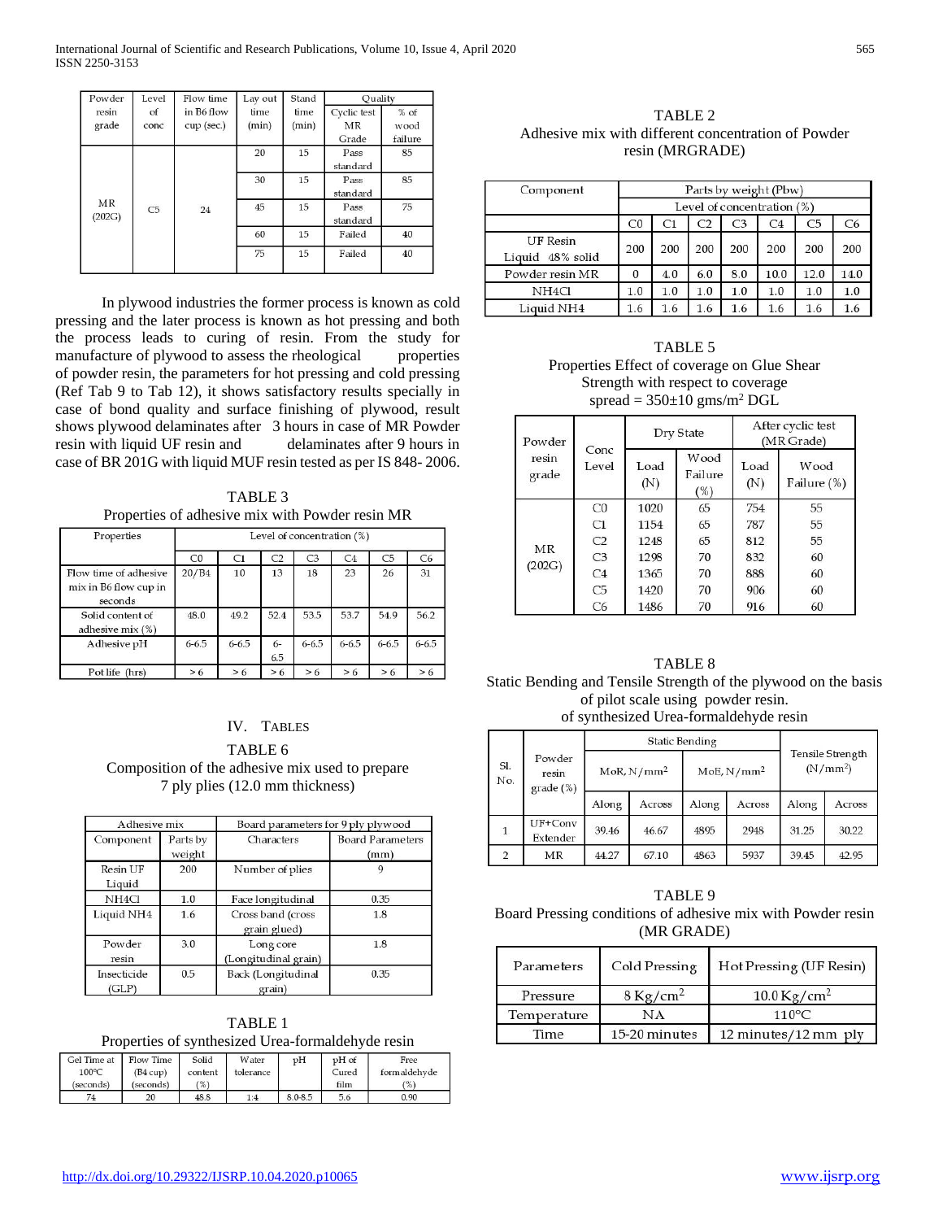| Powder resin grade | Level of conc | Flow time in B6 flow cup (sec.) | Lay out time (min) | Stand time (min) | Quality | |
|---|---|---|---|---|---|---|
| | | | | | Cyclic test MR Grade | % of wood failure |
| MR (202G) | C5 | 24 | 20 | 15 | Pass standard | 85 |
| | | | 30 | 15 | Pass standard | 85 |
| | | | 45 | 15 | Pass standard | 75 |
| | | | 60 | 15 | Failed | 40 |
| | | | 75 | 15 | Failed | 40 |

In plywood industries the former process is known as cold pressing and the later process is known as hot pressing and both the process leads to curing of resin. From the study for manufacture of plywood to assess the rheological properties of powder resin, the parameters for hot pressing and cold pressing (Ref Tab 9 to Tab 12), it shows satisfactory results specially in case of bond quality and surface finishing of plywood, result shows plywood delaminates after 3 hours in case of MR Powder resin with liquid UF resin and delaminates after 9 hours in case of BR 201G with liquid MUF resin tested as per IS 848- 2006.

TABLE 3
Properties of adhesive mix with Powder resin MR

| Properties | Level of concentration (%) | | | | | | |
|---|---|---|---|---|---|---|---|
| | C0 | C1 | C2 | C3 | C4 | C5 | C6 |
| Flow time of adhesive mix in B6 flow cup in seconds | 20/B4 | 10 | 13 | 18 | 23 | 26 | 31 |
| Solid content of adhesive mix (%) | 48.0 | 49.2 | 52.4 | 53.5 | 53.7 | 54.9 | 56.2 |
| Adhesive pH | 6-6.5 | 6-6.5 | 6-6.5 | 6-6.5 | 6-6.5 | 6-6.5 | 6-6.5 |
| Pot life (hrs) | > 6 | > 6 | > 6 | > 6 | > 6 | > 6 | > 6 |

## IV. Tables

TABLE 6
Composition of the adhesive mix used to prepare 7 ply plies (12.0 mm thickness)

| Adhesive mix | | Board parameters for 9 ply plywood | |
|---|---|---|---|
| Component | Parts by weight | Characters | Board Parameters (mm) |
| Resin UF Liquid | 200 | Number of plies | 9 |
| NH4Cl | 1.0 | Face longitudinal | 0.35 |
| Liquid NH4 | 1.6 | Cross band (cross grain glued) | 1.8 |
| Powder resin | 3.0 | Long core (Longitudinal grain) | 1.8 |
| Insecticide (GLP) | 0.5 | Back (Longitudinal grain) | 0.35 |

TABLE 1
Properties of synthesized Urea-formaldehyde resin

| Gel Time at 100°C (seconds) | Flow Time (B4 cup) (seconds) | Solid content (%) | Water tolerance | pH | pH of Cured film | Free formaldehyde (%) |
|---|---|---|---|---|---|---|
| 74 | 20 | 48.8 | 1:4 | 8.0-8.5 | 5.6 | 0.90 |

TABLE 2
Adhesive mix with different concentration of Powder resin (MRGRADE)

| Component | Parts by weight (Pbw) | | | | | | |
|---|---|---|---|---|---|---|---|
| | Level of concentration (%) | | | | | | |
| | C0 | C1 | C2 | C3 | C4 | C5 | C6 |
| UF Resin Liquid 48% solid | 200 | 200 | 200 | 200 | 200 | 200 | 200 |
| Powder resin MR | 0 | 4.0 | 6.0 | 8.0 | 10.0 | 12.0 | 14.0 |
| NH4Cl | 1.0 | 1.0 | 1.0 | 1.0 | 1.0 | 1.0 | 1.0 |
| Liquid NH4 | 1.6 | 1.6 | 1.6 | 1.6 | 1.6 | 1.6 | 1.6 |

TABLE 5
Properties Effect of coverage on Glue Shear Strength with respect to coverage
spread = 350±10 gms/m² DGL

| Powder resin grade | Conc Level | Dry State | | After cyclic test (MR Grade) | |
|---|---|---|---|---|---|
| | | Load (N) | Wood Failure (%) | Load (N) | Wood Failure (%) |
| MR (202G) | C0 | 1020 | 65 | 754 | 55 |
| | C1 | 1154 | 65 | 787 | 55 |
| | C2 | 1248 | 65 | 812 | 55 |
| | C3 | 1298 | 70 | 832 | 60 |
| | C4 | 1365 | 70 | 888 | 60 |
| | C5 | 1420 | 70 | 906 | 60 |
| | C6 | 1486 | 70 | 916 | 60 |

TABLE 8
Static Bending and Tensile Strength of the plywood on the basis of pilot scale using powder resin.
of synthesized Urea-formaldehyde resin

| Sl. No. | Powder resin grade (%) | Static Bending | | | | Tensile Strength (N/mm²) | |
|---|---|---|---|---|---|---|---|
| | | MoR, N/mm² | | MoE, N/mm² | | | |
| | | Along | Across | Along | Across | Along | Across |
| 1 | UF+Conv Extender | 39.46 | 46.67 | 4895 | 2948 | 31.25 | 30.22 |
| 2 | MR | 44.27 | 67.10 | 4863 | 5937 | 39.45 | 42.95 |

TABLE 9
Board Pressing conditions of adhesive mix with Powder resin (MR GRADE)

| Parameters | Cold Pressing | Hot Pressing (UF Resin) |
|---|---|---|
| Pressure | 8 Kg/cm² | 10.0 Kg/cm² |
| Temperature | NA | 110°C |
| Time | 15-20 minutes | 12 minutes/12 mm ply |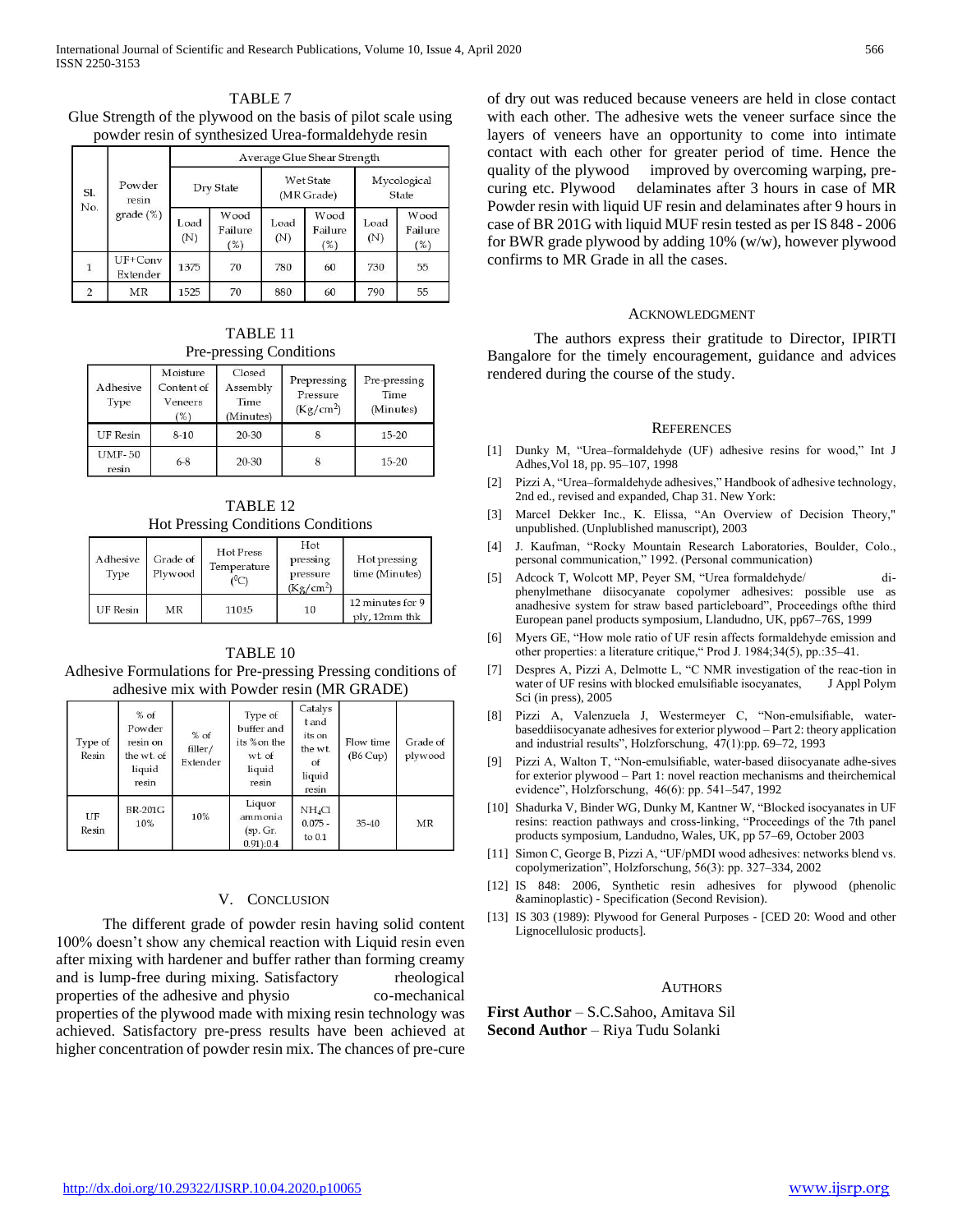TABLE 7

Glue Strength of the plywood on the basis of pilot scale using powder resin of synthesized Urea-formaldehyde resin

| Sl. No. | Powder resin grade (%) | Average Glue Shear Strength | | | | | |
|---|---|---|---|---|---|---|---|
| | | Dry State | | Wet State (MR Grade) | | Mycological State | |
| | | Load (N) | Wood Failure (%) | Load (N) | Wood Failure (%) | Load (N) | Wood Failure (%) |
| 1 | UF+Conv Extender | 1375 | 70 | 780 | 60 | 730 | 55 |
| 2 | MR | 1525 | 70 | 880 | 60 | 790 | 55 |

TABLE 11

Pre-pressing Conditions

| Adhesive Type | Moisture Content of Veneers (%) | Closed Assembly Time (Minutes) | Prepressing Pressure (Kg/cm$^2$) | Pre-pressing Time (Minutes) |
|---|---|---|---|---|
| UF Resin | 8-10 | 20-30 | 8 | 15-20 |
| UMF-50 resin | 6-8 | 20-30 | 8 | 15-20 |

TABLE 12

Hot Pressing Conditions Conditions

| Adhesive Type | Grade of Plywood | Hot Press Temperature ($^0$C) | Hot pressing pressure (Kg/cm$^2$) | Hot pressing time (Minutes) |
|---|---|---|---|---|
| UF Resin | MR | 110±5 | 10 | 12 minutes for 9 ply, 12mm thk |

TABLE 10

Adhesive Formulations for Pre-pressing Pressing conditions of adhesive mix with Powder resin (MR GRADE)

| Type of Resin | % of Powder resin on the wt. of liquid resin | % of filler/ Extender | Type of buffer and its % on the wt. of liquid resin | Catalyst and its on the wt. of liquid resin | Flow time (B6 Cup) | Grade of plywood |
|---|---|---|---|---|---|---|
| UF Resin | BR-201G 10% | 10% | Liquor ammonia (sp. Gr. 0.91):0.4 | $NH_4Cl$ 0.075 - to 0.1 | 35-40 | MR |

## V. Conclusion

The different grade of powder resin having solid content 100% doesn't show any chemical reaction with Liquid resin even after mixing with hardener and buffer rather than forming creamy and is lump-free during mixing. Satisfactory rheological properties of the adhesive and physio co-mechanical properties of the plywood made with mixing resin technology was achieved. Satisfactory pre-press results have been achieved at higher concentration of powder resin mix. The chances of pre-cure of dry out was reduced because veneers are held in close contact with each other. The adhesive wets the veneer surface since the layers of veneers have an opportunity to come into intimate contact with each other for greater period of time. Hence the quality of the plywood improved by overcoming warping, pre-curing etc. Plywood delaminates after 3 hours in case of MR Powder resin with liquid UF resin and delaminates after 9 hours in case of BR 201G with liquid MUF resin tested as per IS 848 - 2006 for BWR grade plywood by adding 10% (w/w), however plywood confirms to MR Grade in all the cases.

## Acknowledgment

The authors express their gratitude to Director, IPIRTI Bangalore for the timely encouragement, guidance and advices rendered during the course of the study.

## References

[1] Dunky M, "Urea–formaldehyde (UF) adhesive resins for wood," Int J Adhes,Vol 18, pp. 95–107, 1998

[2] Pizzi A, "Urea–formaldehyde adhesives," Handbook of adhesive technology, 2nd ed., revised and expanded, Chap 31. New York:

[3] Marcel Dekker Inc., K. Elissa, "An Overview of Decision Theory," unpublished. (Unplublished manuscript), 2003

[4] J. Kaufman, "Rocky Mountain Research Laboratories, Boulder, Colo., personal communication," 1992. (Personal communication)

[5] Adcock T, Wolcott MP, Peyer SM, "Urea formaldehyde/ di-phenylmethane diisocyanate copolymer adhesives: possible use as anadhesive system for straw based particleboard", Proceedings ofthe third European panel products symposium, Llandudno, UK, pp67–76S, 1999

[6] Myers GE, "How mole ratio of UF resin affects formaldehyde emission and other properties: a literature critique," Prod J. 1984;34(5), pp.:35–41.

[7] Despres A, Pizzi A, Delmotte L, "C NMR investigation of the reac-tion in water of UF resins with blocked emulsifiable isocyanates, J Appl Polym Sci (in press), 2005

[8] Pizzi A, Valenzuela J, Westermeyer C, "Non-emulsifiable, water-baseddiisocyanate adhesives for exterior plywood – Part 2: theory application and industrial results", Holzforschung, 47(1):pp. 69–72, 1993

[9] Pizzi A, Walton T, "Non-emulsifiable, water-based diisocyanate adhe-sives for exterior plywood – Part 1: novel reaction mechanisms and theirchemical evidence", Holzforschung, 46(6): pp. 541–547, 1992

[10] Shadurka V, Binder WG, Dunky M, Kantner W, "Blocked isocyanates in UF resins: reaction pathways and cross-linking, "Proceedings of the 7th panel products symposium, Landudno, Wales, UK, pp 57–69, October 2003

[11] Simon C, George B, Pizzi A, "UF/pMDI wood adhesives: networks blend vs. copolymerization", Holzforschung, 56(3): pp. 327–334, 2002

[12] IS 848: 2006, Synthetic resin adhesives for plywood (phenolic &aminoplastic) - Specification (Second Revision).

[13] IS 303 (1989): Plywood for General Purposes - [CED 20: Wood and other Lignocellulosic products].

## Authors

**First Author** – S.C.Sahoo, Amitava Sil

**Second Author** – Riya Tudu Solanki